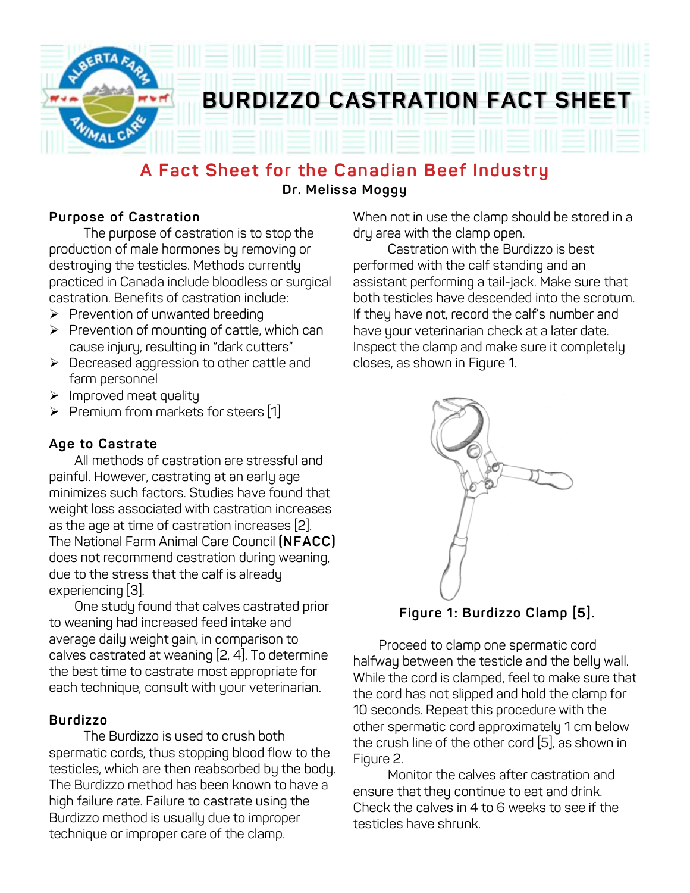# BURDIZZO CASTRATION FACT SHEET

## A Fact Sheet for the Canadian Beef Industry

**Dr. Melissa Moggy**

### Purpose of Castration

The purpose of castration is to stop the production of male hormones by removing or destroying the testicles. Methods currently practiced in Canada include bloodless or surgical castration. Benefits of castration include:

- Prevention of unwanted breeding
- Prevention of mounting of cattle, which can cause injury, resulting in "dark cutters"
- Decreased aggression to other cattle and farm personnel
- Improved meat quality
- Premium from markets for steers [1]

### Age to Castrate

All methods of castration are stressful and painful. However, castrating at an early age minimizes such factors. Studies have found that weight loss associated with castration increases as the age at time of castration increases [2]. The National Farm Animal Care Council **(NFACC)** does not recommend castration during weaning, due to the stress that the calf is already experiencing [3].

One study found that calves castrated prior to weaning had increased feed intake and average daily weight gain, in comparison to calves castrated at weaning [2, 4]. To determine the best time to castrate most appropriate for each technique, consult with your veterinarian.

### Burdizzo

The Burdizzo is used to crush both spermatic cords, thus stopping blood flow to the testicles, which are then reabsorbed by the body. The Burdizzo method has been known to have a high failure rate. Failure to castrate using the Burdizzo method is usually due to improper technique or improper care of the clamp. When not in use the clamp should be stored in a dry area with the clamp open.

Castration with the Burdizzo is best performed with the calf standing and an assistant performing a tail-jack. Make sure that both testicles have descended into the scrotum. If they have not, record the calf's number and have your veterinarian check at a later date. Inspect the clamp and make sure it completely closes, as shown in Figure 1.

**Figure 1: Burdizzo Clamp [5].**

Proceed to clamp one spermatic cord halfway between the testicle and the belly wall. While the cord is clamped, feel to make sure that the cord has not slipped and hold the clamp for 10 seconds. Repeat this procedure with the other spermatic cord approximately 1 cm below the crush line of the other cord [5], as shown in Figure 2.

Monitor the calves after castration and ensure that they continue to eat and drink. Check the calves in 4 to 6 weeks to see if the testicles have shrunk.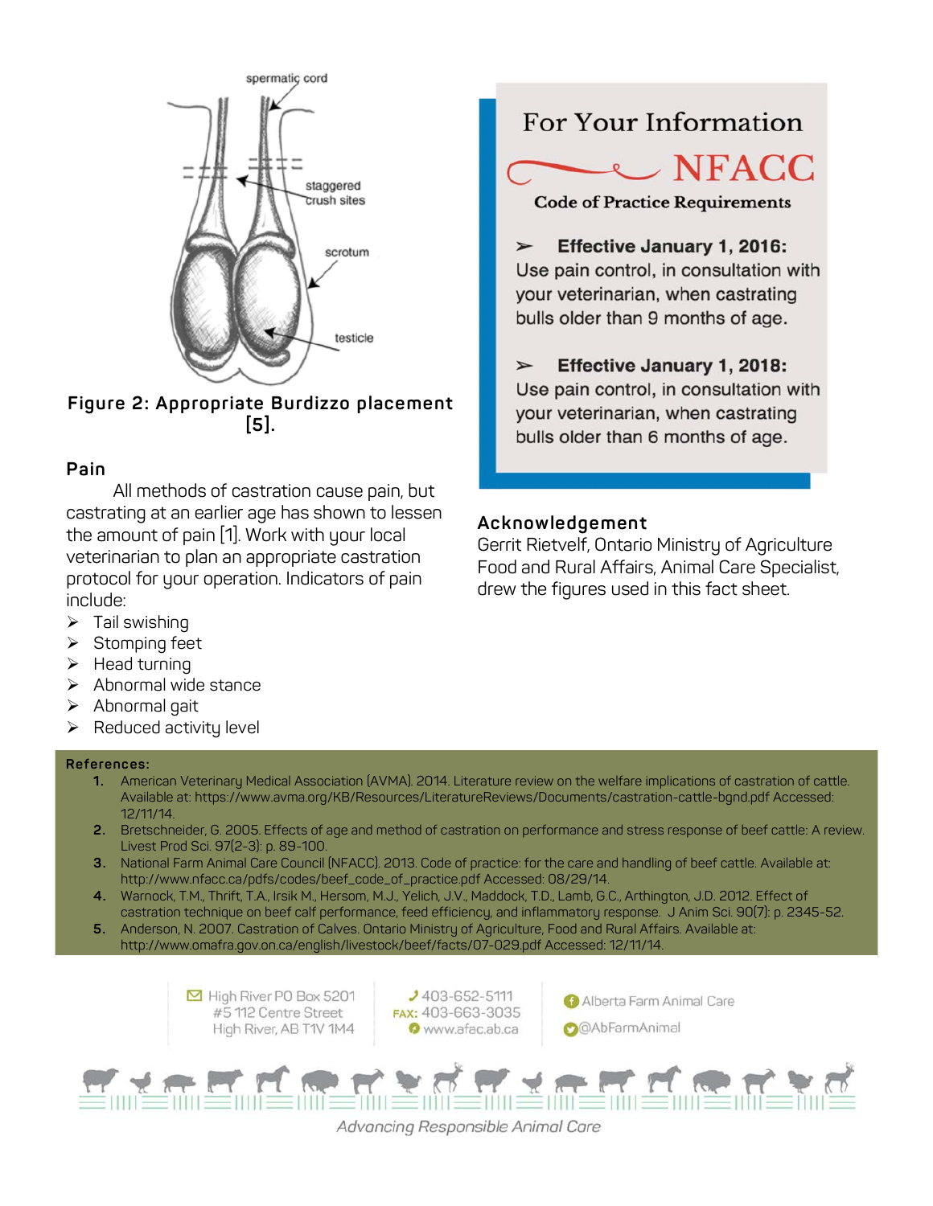spermatic cord

staggered crush sites

scrotum

testicle

**Figure 2: Appropriate Burdizzo placement [5].**

## Pain

All methods of castration cause pain, but castrating at an earlier age has shown to lessen the amount of pain [1]. Work with your local veterinarian to plan an appropriate castration protocol for your operation. Indicators of pain include:

- Tail swishing
- Stomping feet
- Head turning
- Abnormal wide stance
- Abnormal gait
- Reduced activity level

## For Your Information

**NFACC**

**Code of Practice Requirements**

- **Effective January 1, 2016:** Use pain control, in consultation with your veterinarian, when castrating bulls older than 9 months of age.
- **Effective January 1, 2018:** Use pain control, in consultation with your veterinarian, when castrating bulls older than 6 months of age.

## Acknowledgement

Gerrit Rietvelf, Ontario Ministry of Agriculture Food and Rural Affairs, Animal Care Specialist, drew the figures used in this fact sheet.

**References:**

1. American Veterinary Medical Association (AVMA). 2014. Literature review on the welfare implications of castration of cattle. Available at: https://www.avma.org/KB/Resources/LiteratureReviews/Documents/castration-cattle-bgnd.pdf Accessed: 12/11/14.
2. Bretschneider, G. 2005. Effects of age and method of castration on performance and stress response of beef cattle: A review. Livest Prod Sci. 97(2-3): p. 89-100.
3. National Farm Animal Care Council (NFACC). 2013. Code of practice: for the care and handling of beef cattle. Available at: http://www.nfacc.ca/pdfs/codes/beef_code_of_practice.pdf Accessed: 08/29/14.
4. Warnock, T.M., Thrift, T.A., Irsik M., Hersom, M.J., Yelich, J.V., Maddock, T.D., Lamb, G.C., Arthington, J.D. 2012. Effect of castration technique on beef calf performance, feed efficiency, and inflammatory response. J Anim Sci. 90(7): p. 2345-52.
5. Anderson, N. 2007. Castration of Calves. Ontario Ministry of Agriculture, Food and Rural Affairs. Available at: http://www.omafra.gov.on.ca/english/livestock/beef/facts/07-029.pdf Accessed: 12/11/14.

High River PO Box 5201
#5 112 Centre Street
High River, AB T1V 1M4

403-652-5111
FAX: 403-663-3035
www.afac.ab.ca

Alberta Farm Animal Care
@AbFarmAnimal

*Advancing Responsible Animal Care*